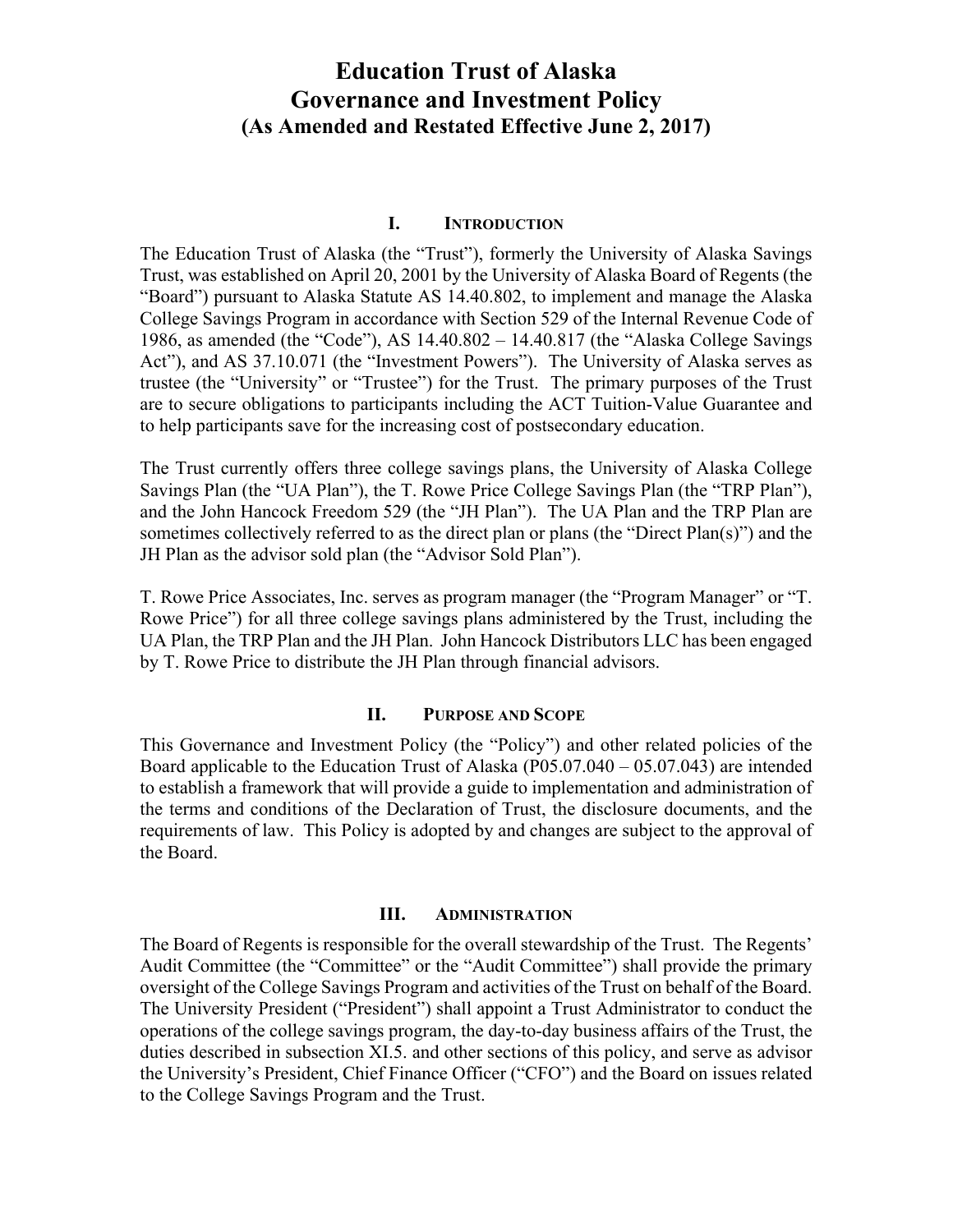# Education Trust of Alaska
# Governance and Investment Policy
### (As Amended and Restated Effective June 2, 2017)

## I. Introduction

The Education Trust of Alaska (the "Trust"), formerly the University of Alaska Savings Trust, was established on April 20, 2001 by the University of Alaska Board of Regents (the "Board") pursuant to Alaska Statute AS 14.40.802, to implement and manage the Alaska College Savings Program in accordance with Section 529 of the Internal Revenue Code of 1986, as amended (the "Code"), AS 14.40.802 – 14.40.817 (the "Alaska College Savings Act"), and AS 37.10.071 (the "Investment Powers"). The University of Alaska serves as trustee (the "University" or "Trustee") for the Trust. The primary purposes of the Trust are to secure obligations to participants including the ACT Tuition-Value Guarantee and to help participants save for the increasing cost of postsecondary education.

The Trust currently offers three college savings plans, the University of Alaska College Savings Plan (the "UA Plan"), the T. Rowe Price College Savings Plan (the "TRP Plan"), and the John Hancock Freedom 529 (the "JH Plan"). The UA Plan and the TRP Plan are sometimes collectively referred to as the direct plan or plans (the "Direct Plan(s)") and the JH Plan as the advisor sold plan (the "Advisor Sold Plan").

T. Rowe Price Associates, Inc. serves as program manager (the "Program Manager" or "T. Rowe Price") for all three college savings plans administered by the Trust, including the UA Plan, the TRP Plan and the JH Plan. John Hancock Distributors LLC has been engaged by T. Rowe Price to distribute the JH Plan through financial advisors.

## II. Purpose and Scope

This Governance and Investment Policy (the "Policy") and other related policies of the Board applicable to the Education Trust of Alaska (P05.07.040 – 05.07.043) are intended to establish a framework that will provide a guide to implementation and administration of the terms and conditions of the Declaration of Trust, the disclosure documents, and the requirements of law. This Policy is adopted by and changes are subject to the approval of the Board.

## III. Administration

The Board of Regents is responsible for the overall stewardship of the Trust. The Regents' Audit Committee (the "Committee" or the "Audit Committee") shall provide the primary oversight of the College Savings Program and activities of the Trust on behalf of the Board. The University President ("President") shall appoint a Trust Administrator to conduct the operations of the college savings program, the day-to-day business affairs of the Trust, the duties described in subsection XI.5. and other sections of this policy, and serve as advisor the University's President, Chief Finance Officer ("CFO") and the Board on issues related to the College Savings Program and the Trust.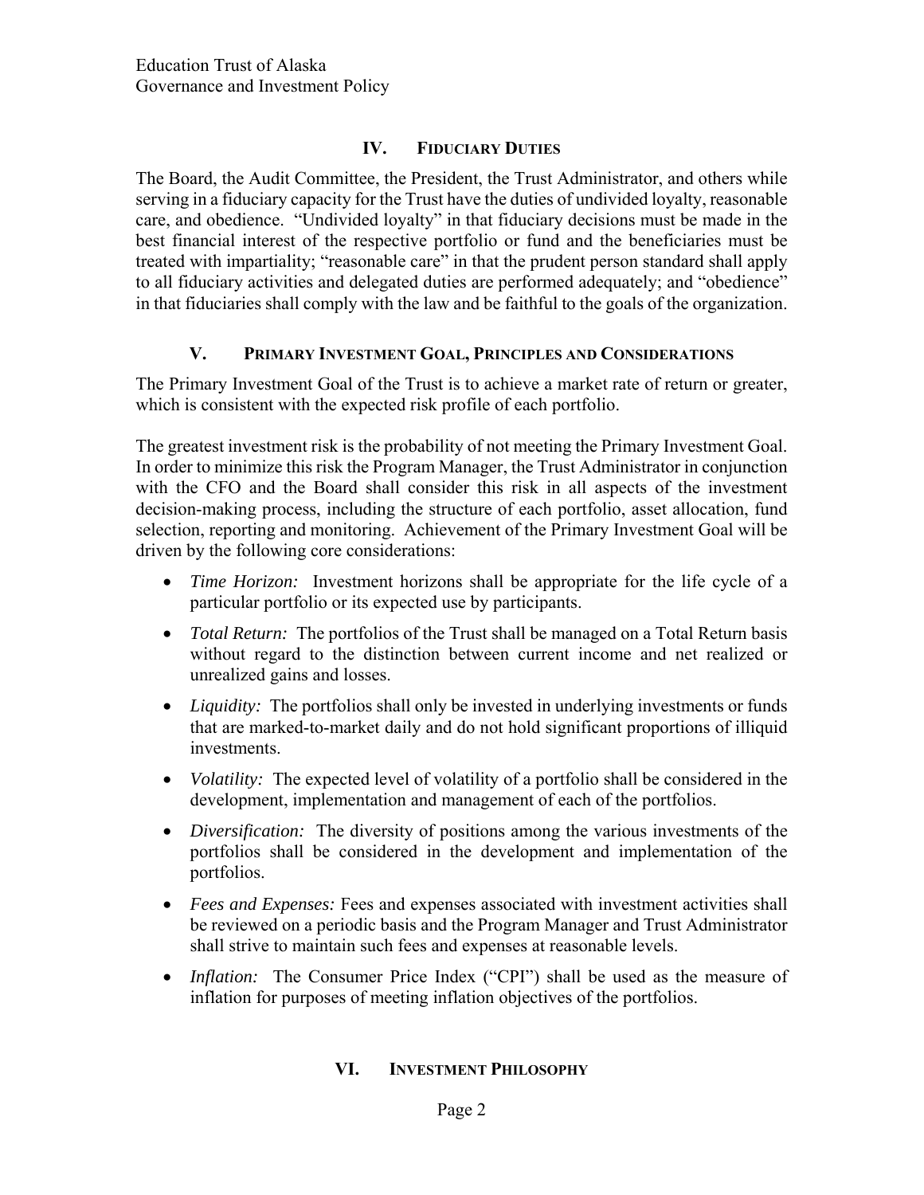## IV. FIDUCIARY DUTIES

The Board, the Audit Committee, the President, the Trust Administrator, and others while serving in a fiduciary capacity for the Trust have the duties of undivided loyalty, reasonable care, and obedience. "Undivided loyalty" in that fiduciary decisions must be made in the best financial interest of the respective portfolio or fund and the beneficiaries must be treated with impartiality; "reasonable care" in that the prudent person standard shall apply to all fiduciary activities and delegated duties are performed adequately; and "obedience" in that fiduciaries shall comply with the law and be faithful to the goals of the organization.

## V. PRIMARY INVESTMENT GOAL, PRINCIPLES AND CONSIDERATIONS

The Primary Investment Goal of the Trust is to achieve a market rate of return or greater, which is consistent with the expected risk profile of each portfolio.

The greatest investment risk is the probability of not meeting the Primary Investment Goal. In order to minimize this risk the Program Manager, the Trust Administrator in conjunction with the CFO and the Board shall consider this risk in all aspects of the investment decision-making process, including the structure of each portfolio, asset allocation, fund selection, reporting and monitoring. Achievement of the Primary Investment Goal will be driven by the following core considerations:

- *Time Horizon:* Investment horizons shall be appropriate for the life cycle of a particular portfolio or its expected use by participants.
- *Total Return:* The portfolios of the Trust shall be managed on a Total Return basis without regard to the distinction between current income and net realized or unrealized gains and losses.
- *Liquidity:* The portfolios shall only be invested in underlying investments or funds that are marked-to-market daily and do not hold significant proportions of illiquid investments.
- *Volatility:* The expected level of volatility of a portfolio shall be considered in the development, implementation and management of each of the portfolios.
- *Diversification:* The diversity of positions among the various investments of the portfolios shall be considered in the development and implementation of the portfolios.
- *Fees and Expenses:* Fees and expenses associated with investment activities shall be reviewed on a periodic basis and the Program Manager and Trust Administrator shall strive to maintain such fees and expenses at reasonable levels.
- *Inflation:* The Consumer Price Index ("CPI") shall be used as the measure of inflation for purposes of meeting inflation objectives of the portfolios.

## VI. INVESTMENT PHILOSOPHY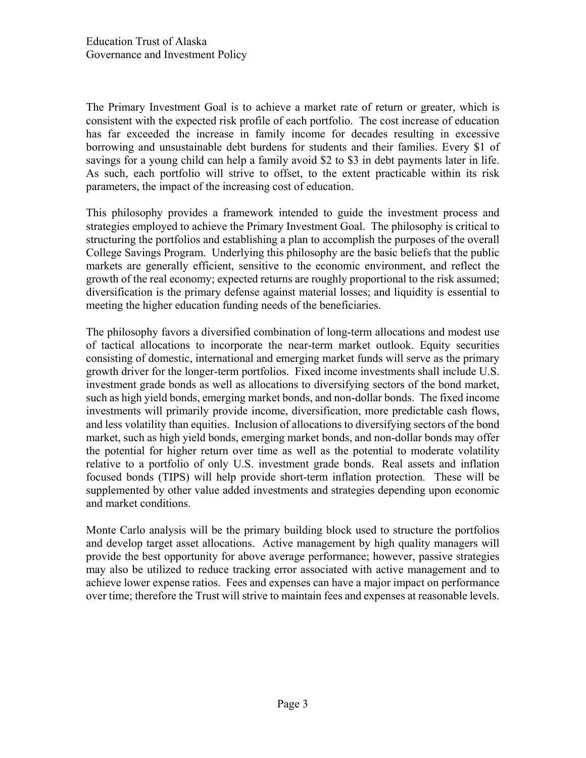The Primary Investment Goal is to achieve a market rate of return or greater, which is consistent with the expected risk profile of each portfolio. The cost increase of education has far exceeded the increase in family income for decades resulting in excessive borrowing and unsustainable debt burdens for students and their families. Every $1 of savings for a young child can help a family avoid $2 to $3 in debt payments later in life. As such, each portfolio will strive to offset, to the extent practicable within its risk parameters, the impact of the increasing cost of education.

This philosophy provides a framework intended to guide the investment process and strategies employed to achieve the Primary Investment Goal. The philosophy is critical to structuring the portfolios and establishing a plan to accomplish the purposes of the overall College Savings Program. Underlying this philosophy are the basic beliefs that the public markets are generally efficient, sensitive to the economic environment, and reflect the growth of the real economy; expected returns are roughly proportional to the risk assumed; diversification is the primary defense against material losses; and liquidity is essential to meeting the higher education funding needs of the beneficiaries.

The philosophy favors a diversified combination of long-term allocations and modest use of tactical allocations to incorporate the near-term market outlook. Equity securities consisting of domestic, international and emerging market funds will serve as the primary growth driver for the longer-term portfolios. Fixed income investments shall include U.S. investment grade bonds as well as allocations to diversifying sectors of the bond market, such as high yield bonds, emerging market bonds, and non-dollar bonds. The fixed income investments will primarily provide income, diversification, more predictable cash flows, and less volatility than equities. Inclusion of allocations to diversifying sectors of the bond market, such as high yield bonds, emerging market bonds, and non-dollar bonds may offer the potential for higher return over time as well as the potential to moderate volatility relative to a portfolio of only U.S. investment grade bonds. Real assets and inflation focused bonds (TIPS) will help provide short-term inflation protection. These will be supplemented by other value added investments and strategies depending upon economic and market conditions.

Monte Carlo analysis will be the primary building block used to structure the portfolios and develop target asset allocations. Active management by high quality managers will provide the best opportunity for above average performance; however, passive strategies may also be utilized to reduce tracking error associated with active management and to achieve lower expense ratios. Fees and expenses can have a major impact on performance over time; therefore the Trust will strive to maintain fees and expenses at reasonable levels.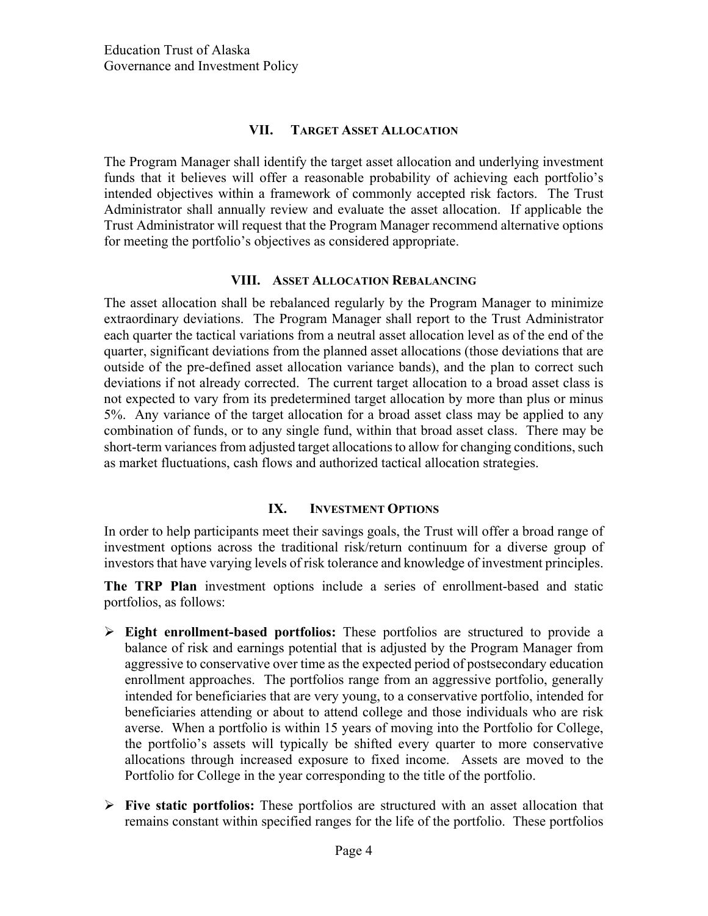## VII. TARGET ASSET ALLOCATION

The Program Manager shall identify the target asset allocation and underlying investment funds that it believes will offer a reasonable probability of achieving each portfolio's intended objectives within a framework of commonly accepted risk factors. The Trust Administrator shall annually review and evaluate the asset allocation. If applicable the Trust Administrator will request that the Program Manager recommend alternative options for meeting the portfolio's objectives as considered appropriate.

## VIII. ASSET ALLOCATION REBALANCING

The asset allocation shall be rebalanced regularly by the Program Manager to minimize extraordinary deviations. The Program Manager shall report to the Trust Administrator each quarter the tactical variations from a neutral asset allocation level as of the end of the quarter, significant deviations from the planned asset allocations (those deviations that are outside of the pre-defined asset allocation variance bands), and the plan to correct such deviations if not already corrected. The current target allocation to a broad asset class is not expected to vary from its predetermined target allocation by more than plus or minus 5%. Any variance of the target allocation for a broad asset class may be applied to any combination of funds, or to any single fund, within that broad asset class. There may be short-term variances from adjusted target allocations to allow for changing conditions, such as market fluctuations, cash flows and authorized tactical allocation strategies.

## IX. INVESTMENT OPTIONS

In order to help participants meet their savings goals, the Trust will offer a broad range of investment options across the traditional risk/return continuum for a diverse group of investors that have varying levels of risk tolerance and knowledge of investment principles.

**The TRP Plan** investment options include a series of enrollment-based and static portfolios, as follows:

- **Eight enrollment-based portfolios:** These portfolios are structured to provide a balance of risk and earnings potential that is adjusted by the Program Manager from aggressive to conservative over time as the expected period of postsecondary education enrollment approaches. The portfolios range from an aggressive portfolio, generally intended for beneficiaries that are very young, to a conservative portfolio, intended for beneficiaries attending or about to attend college and those individuals who are risk averse. When a portfolio is within 15 years of moving into the Portfolio for College, the portfolio's assets will typically be shifted every quarter to more conservative allocations through increased exposure to fixed income. Assets are moved to the Portfolio for College in the year corresponding to the title of the portfolio.
- **Five static portfolios:** These portfolios are structured with an asset allocation that remains constant within specified ranges for the life of the portfolio. These portfolios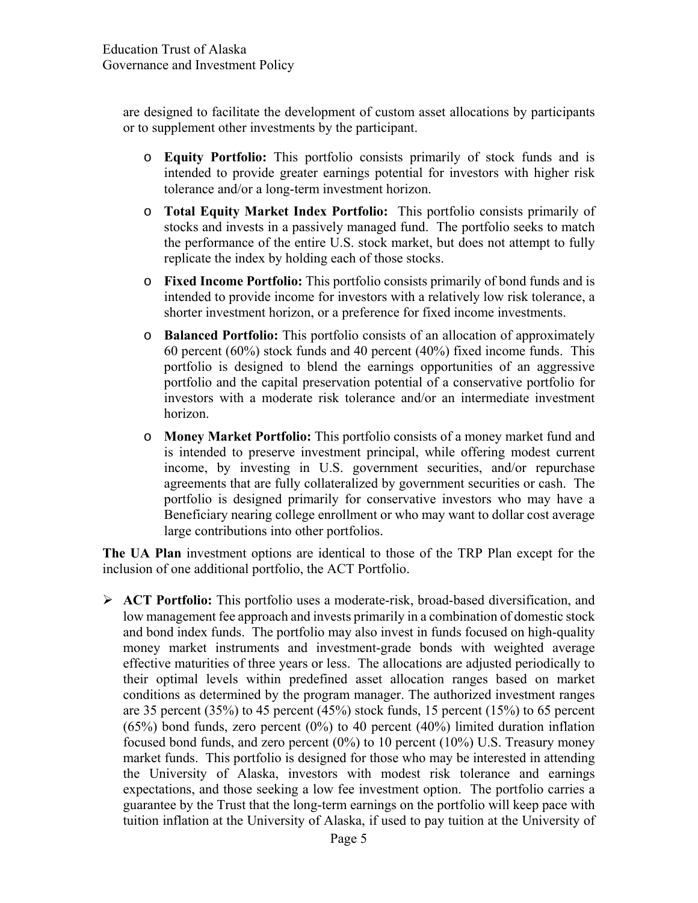are designed to facilitate the development of custom asset allocations by participants or to supplement other investments by the participant.

- **Equity Portfolio:** This portfolio consists primarily of stock funds and is intended to provide greater earnings potential for investors with higher risk tolerance and/or a long-term investment horizon.
- **Total Equity Market Index Portfolio:** This portfolio consists primarily of stocks and invests in a passively managed fund. The portfolio seeks to match the performance of the entire U.S. stock market, but does not attempt to fully replicate the index by holding each of those stocks.
- **Fixed Income Portfolio:** This portfolio consists primarily of bond funds and is intended to provide income for investors with a relatively low risk tolerance, a shorter investment horizon, or a preference for fixed income investments.
- **Balanced Portfolio:** This portfolio consists of an allocation of approximately 60 percent (60%) stock funds and 40 percent (40%) fixed income funds. This portfolio is designed to blend the earnings opportunities of an aggressive portfolio and the capital preservation potential of a conservative portfolio for investors with a moderate risk tolerance and/or an intermediate investment horizon.
- **Money Market Portfolio:** This portfolio consists of a money market fund and is intended to preserve investment principal, while offering modest current income, by investing in U.S. government securities, and/or repurchase agreements that are fully collateralized by government securities or cash. The portfolio is designed primarily for conservative investors who may have a Beneficiary nearing college enrollment or who may want to dollar cost average large contributions into other portfolios.

**The UA Plan** investment options are identical to those of the TRP Plan except for the inclusion of one additional portfolio, the ACT Portfolio.

- **ACT Portfolio:** This portfolio uses a moderate-risk, broad-based diversification, and low management fee approach and invests primarily in a combination of domestic stock and bond index funds. The portfolio may also invest in funds focused on high-quality money market instruments and investment-grade bonds with weighted average effective maturities of three years or less. The allocations are adjusted periodically to their optimal levels within predefined asset allocation ranges based on market conditions as determined by the program manager. The authorized investment ranges are 35 percent (35%) to 45 percent (45%) stock funds, 15 percent (15%) to 65 percent (65%) bond funds, zero percent (0%) to 40 percent (40%) limited duration inflation focused bond funds, and zero percent (0%) to 10 percent (10%) U.S. Treasury money market funds. This portfolio is designed for those who may be interested in attending the University of Alaska, investors with modest risk tolerance and earnings expectations, and those seeking a low fee investment option. The portfolio carries a guarantee by the Trust that the long-term earnings on the portfolio will keep pace with tuition inflation at the University of Alaska, if used to pay tuition at the University of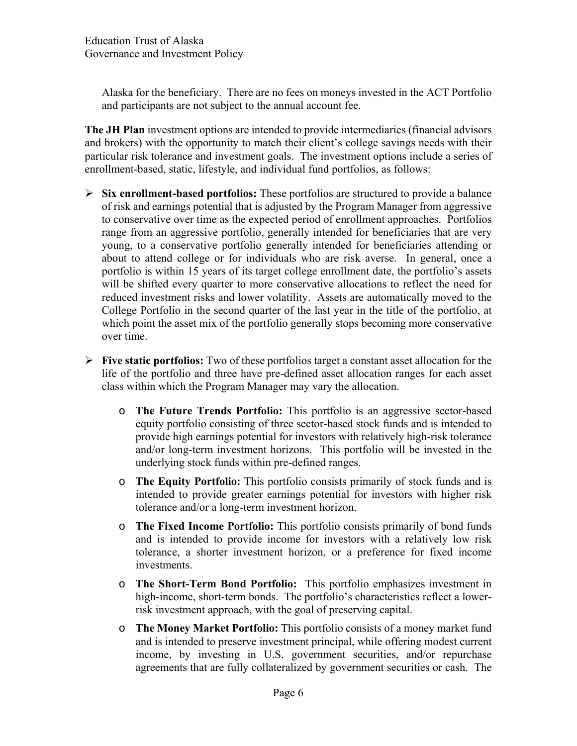Alaska for the beneficiary. There are no fees on moneys invested in the ACT Portfolio and participants are not subject to the annual account fee.

**The JH Plan** investment options are intended to provide intermediaries (financial advisors and brokers) with the opportunity to match their client's college savings needs with their particular risk tolerance and investment goals. The investment options include a series of enrollment-based, static, lifestyle, and individual fund portfolios, as follows:

- **Six enrollment-based portfolios:** These portfolios are structured to provide a balance of risk and earnings potential that is adjusted by the Program Manager from aggressive to conservative over time as the expected period of enrollment approaches. Portfolios range from an aggressive portfolio, generally intended for beneficiaries that are very young, to a conservative portfolio generally intended for beneficiaries attending or about to attend college or for individuals who are risk averse. In general, once a portfolio is within 15 years of its target college enrollment date, the portfolio's assets will be shifted every quarter to more conservative allocations to reflect the need for reduced investment risks and lower volatility. Assets are automatically moved to the College Portfolio in the second quarter of the last year in the title of the portfolio, at which point the asset mix of the portfolio generally stops becoming more conservative over time.

- **Five static portfolios:** Two of these portfolios target a constant asset allocation for the life of the portfolio and three have pre-defined asset allocation ranges for each asset class within which the Program Manager may vary the allocation.

  - **The Future Trends Portfolio:** This portfolio is an aggressive sector-based equity portfolio consisting of three sector-based stock funds and is intended to provide high earnings potential for investors with relatively high-risk tolerance and/or long-term investment horizons. This portfolio will be invested in the underlying stock funds within pre-defined ranges.

  - **The Equity Portfolio:** This portfolio consists primarily of stock funds and is intended to provide greater earnings potential for investors with higher risk tolerance and/or a long-term investment horizon.

  - **The Fixed Income Portfolio:** This portfolio consists primarily of bond funds and is intended to provide income for investors with a relatively low risk tolerance, a shorter investment horizon, or a preference for fixed income investments.

  - **The Short-Term Bond Portfolio:** This portfolio emphasizes investment in high-income, short-term bonds. The portfolio's characteristics reflect a lower-risk investment approach, with the goal of preserving capital.

  - **The Money Market Portfolio:** This portfolio consists of a money market fund and is intended to preserve investment principal, while offering modest current income, by investing in U.S. government securities, and/or repurchase agreements that are fully collateralized by government securities or cash. The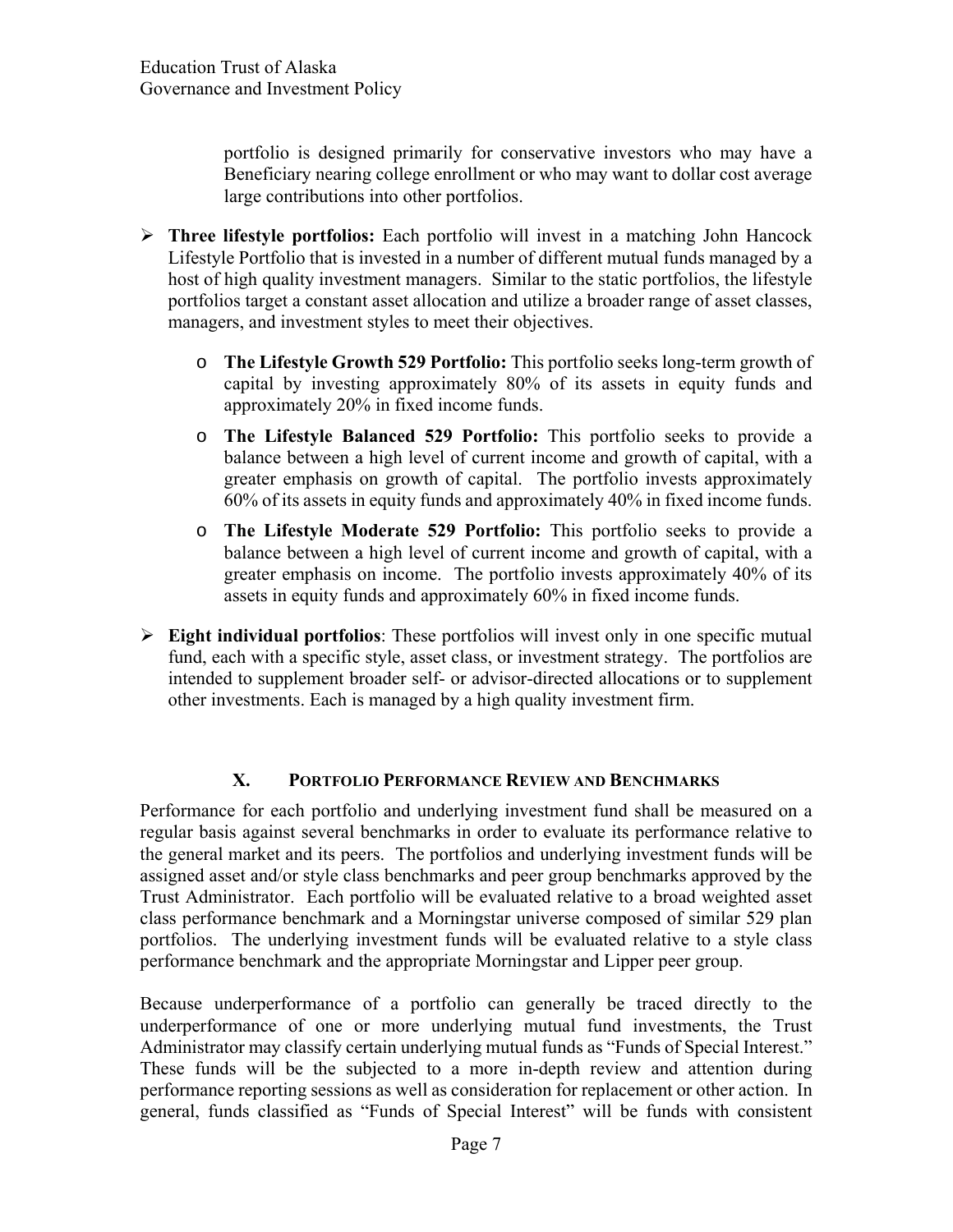portfolio is designed primarily for conservative investors who may have a Beneficiary nearing college enrollment or who may want to dollar cost average large contributions into other portfolios.

- **Three lifestyle portfolios:** Each portfolio will invest in a matching John Hancock Lifestyle Portfolio that is invested in a number of different mutual funds managed by a host of high quality investment managers. Similar to the static portfolios, the lifestyle portfolios target a constant asset allocation and utilize a broader range of asset classes, managers, and investment styles to meet their objectives.
  - **The Lifestyle Growth 529 Portfolio:** This portfolio seeks long-term growth of capital by investing approximately 80% of its assets in equity funds and approximately 20% in fixed income funds.
  - **The Lifestyle Balanced 529 Portfolio:** This portfolio seeks to provide a balance between a high level of current income and growth of capital, with a greater emphasis on growth of capital. The portfolio invests approximately 60% of its assets in equity funds and approximately 40% in fixed income funds.
  - **The Lifestyle Moderate 529 Portfolio:** This portfolio seeks to provide a balance between a high level of current income and growth of capital, with a greater emphasis on income. The portfolio invests approximately 40% of its assets in equity funds and approximately 60% in fixed income funds.
- **Eight individual portfolios**: These portfolios will invest only in one specific mutual fund, each with a specific style, asset class, or investment strategy. The portfolios are intended to supplement broader self- or advisor-directed allocations or to supplement other investments. Each is managed by a high quality investment firm.

## X. PORTFOLIO PERFORMANCE REVIEW AND BENCHMARKS

Performance for each portfolio and underlying investment fund shall be measured on a regular basis against several benchmarks in order to evaluate its performance relative to the general market and its peers. The portfolios and underlying investment funds will be assigned asset and/or style class benchmarks and peer group benchmarks approved by the Trust Administrator. Each portfolio will be evaluated relative to a broad weighted asset class performance benchmark and a Morningstar universe composed of similar 529 plan portfolios. The underlying investment funds will be evaluated relative to a style class performance benchmark and the appropriate Morningstar and Lipper peer group.

Because underperformance of a portfolio can generally be traced directly to the underperformance of one or more underlying mutual fund investments, the Trust Administrator may classify certain underlying mutual funds as "Funds of Special Interest." These funds will be the subjected to a more in-depth review and attention during performance reporting sessions as well as consideration for replacement or other action. In general, funds classified as "Funds of Special Interest" will be funds with consistent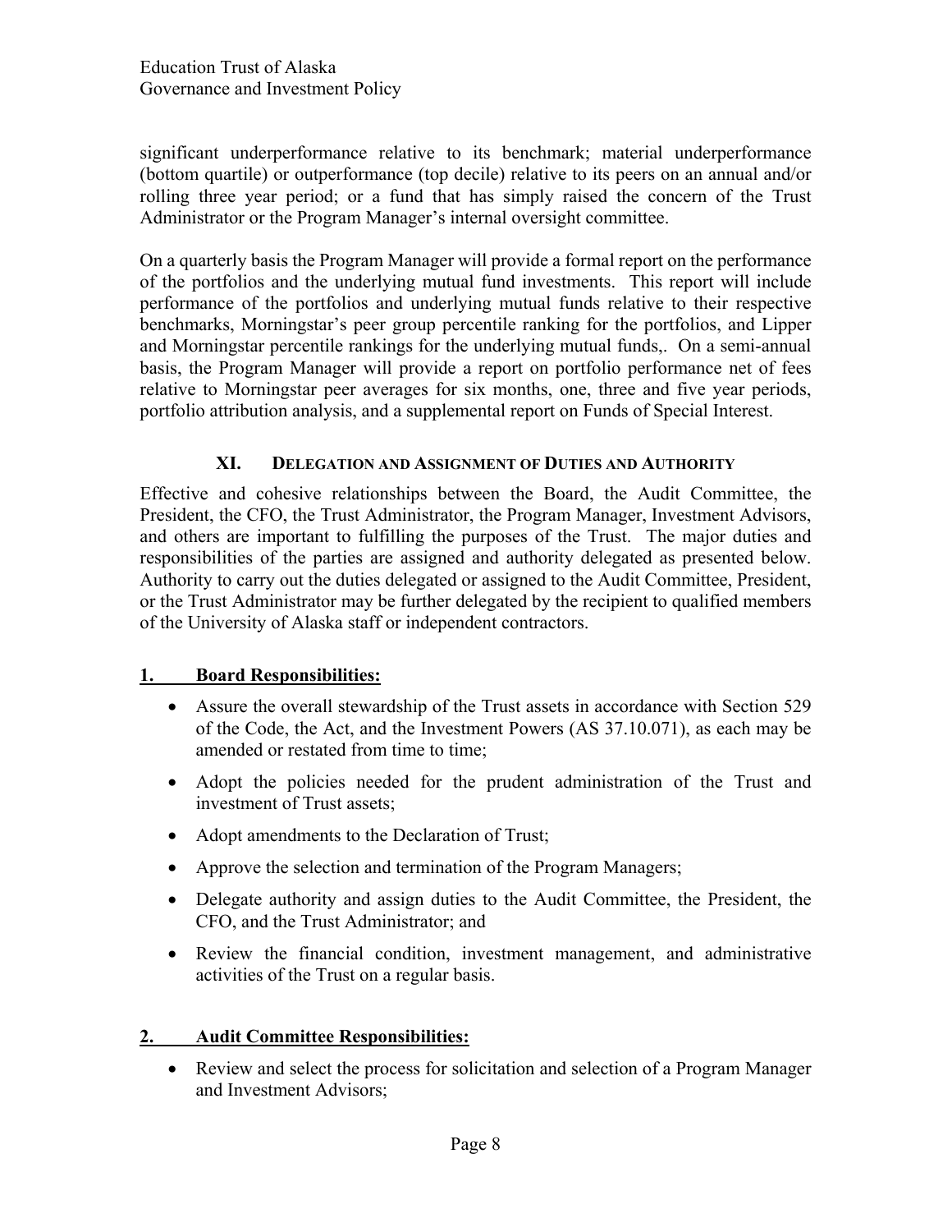significant underperformance relative to its benchmark; material underperformance (bottom quartile) or outperformance (top decile) relative to its peers on an annual and/or rolling three year period; or a fund that has simply raised the concern of the Trust Administrator or the Program Manager's internal oversight committee.

On a quarterly basis the Program Manager will provide a formal report on the performance of the portfolios and the underlying mutual fund investments. This report will include performance of the portfolios and underlying mutual funds relative to their respective benchmarks, Morningstar's peer group percentile ranking for the portfolios, and Lipper and Morningstar percentile rankings for the underlying mutual funds,. On a semi-annual basis, the Program Manager will provide a report on portfolio performance net of fees relative to Morningstar peer averages for six months, one, three and five year periods, portfolio attribution analysis, and a supplemental report on Funds of Special Interest.

## XI. Delegation and Assignment of Duties and Authority

Effective and cohesive relationships between the Board, the Audit Committee, the President, the CFO, the Trust Administrator, the Program Manager, Investment Advisors, and others are important to fulfilling the purposes of the Trust. The major duties and responsibilities of the parties are assigned and authority delegated as presented below. Authority to carry out the duties delegated or assigned to the Audit Committee, President, or the Trust Administrator may be further delegated by the recipient to qualified members of the University of Alaska staff or independent contractors.

### 1. Board Responsibilities:

- Assure the overall stewardship of the Trust assets in accordance with Section 529 of the Code, the Act, and the Investment Powers (AS 37.10.071), as each may be amended or restated from time to time;
- Adopt the policies needed for the prudent administration of the Trust and investment of Trust assets;
- Adopt amendments to the Declaration of Trust;
- Approve the selection and termination of the Program Managers;
- Delegate authority and assign duties to the Audit Committee, the President, the CFO, and the Trust Administrator; and
- Review the financial condition, investment management, and administrative activities of the Trust on a regular basis.

### 2. Audit Committee Responsibilities:

- Review and select the process for solicitation and selection of a Program Manager and Investment Advisors;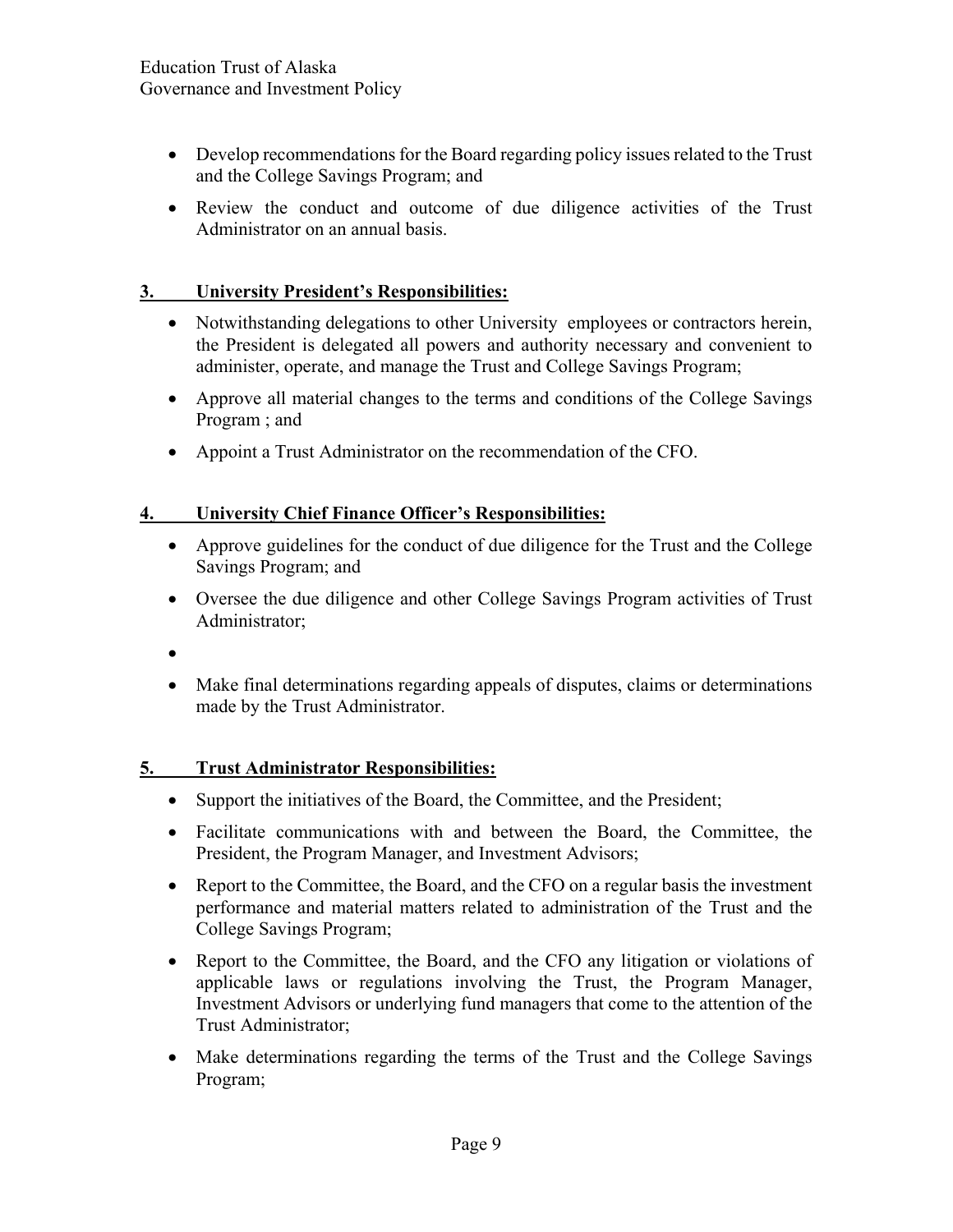- Develop recommendations for the Board regarding policy issues related to the Trust and the College Savings Program; and
- Review the conduct and outcome of due diligence activities of the Trust Administrator on an annual basis.

**3. University President's Responsibilities:**

- Notwithstanding delegations to other University employees or contractors herein, the President is delegated all powers and authority necessary and convenient to administer, operate, and manage the Trust and College Savings Program;
- Approve all material changes to the terms and conditions of the College Savings Program ; and
- Appoint a Trust Administrator on the recommendation of the CFO.

**4. University Chief Finance Officer's Responsibilities:**

- Approve guidelines for the conduct of due diligence for the Trust and the College Savings Program; and
- Oversee the due diligence and other College Savings Program activities of Trust Administrator;
- 
- Make final determinations regarding appeals of disputes, claims or determinations made by the Trust Administrator.

**5. Trust Administrator Responsibilities:**

- Support the initiatives of the Board, the Committee, and the President;
- Facilitate communications with and between the Board, the Committee, the President, the Program Manager, and Investment Advisors;
- Report to the Committee, the Board, and the CFO on a regular basis the investment performance and material matters related to administration of the Trust and the College Savings Program;
- Report to the Committee, the Board, and the CFO any litigation or violations of applicable laws or regulations involving the Trust, the Program Manager, Investment Advisors or underlying fund managers that come to the attention of the Trust Administrator;
- Make determinations regarding the terms of the Trust and the College Savings Program;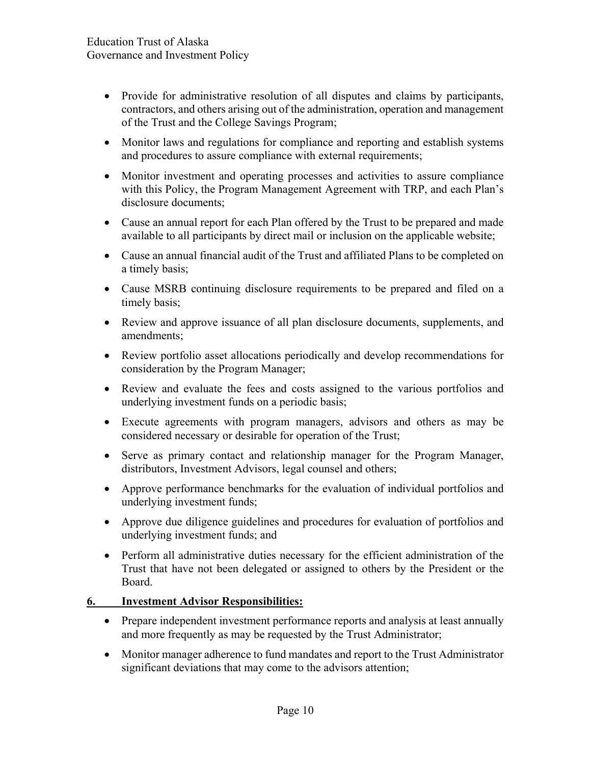- Provide for administrative resolution of all disputes and claims by participants, contractors, and others arising out of the administration, operation and management of the Trust and the College Savings Program;
- Monitor laws and regulations for compliance and reporting and establish systems and procedures to assure compliance with external requirements;
- Monitor investment and operating processes and activities to assure compliance with this Policy, the Program Management Agreement with TRP, and each Plan's disclosure documents;
- Cause an annual report for each Plan offered by the Trust to be prepared and made available to all participants by direct mail or inclusion on the applicable website;
- Cause an annual financial audit of the Trust and affiliated Plans to be completed on a timely basis;
- Cause MSRB continuing disclosure requirements to be prepared and filed on a timely basis;
- Review and approve issuance of all plan disclosure documents, supplements, and amendments;
- Review portfolio asset allocations periodically and develop recommendations for consideration by the Program Manager;
- Review and evaluate the fees and costs assigned to the various portfolios and underlying investment funds on a periodic basis;
- Execute agreements with program managers, advisors and others as may be considered necessary or desirable for operation of the Trust;
- Serve as primary contact and relationship manager for the Program Manager, distributors, Investment Advisors, legal counsel and others;
- Approve performance benchmarks for the evaluation of individual portfolios and underlying investment funds;
- Approve due diligence guidelines and procedures for evaluation of portfolios and underlying investment funds; and
- Perform all administrative duties necessary for the efficient administration of the Trust that have not been delegated or assigned to others by the President or the Board.

## 6. Investment Advisor Responsibilities:

- Prepare independent investment performance reports and analysis at least annually and more frequently as may be requested by the Trust Administrator;
- Monitor manager adherence to fund mandates and report to the Trust Administrator significant deviations that may come to the advisors attention;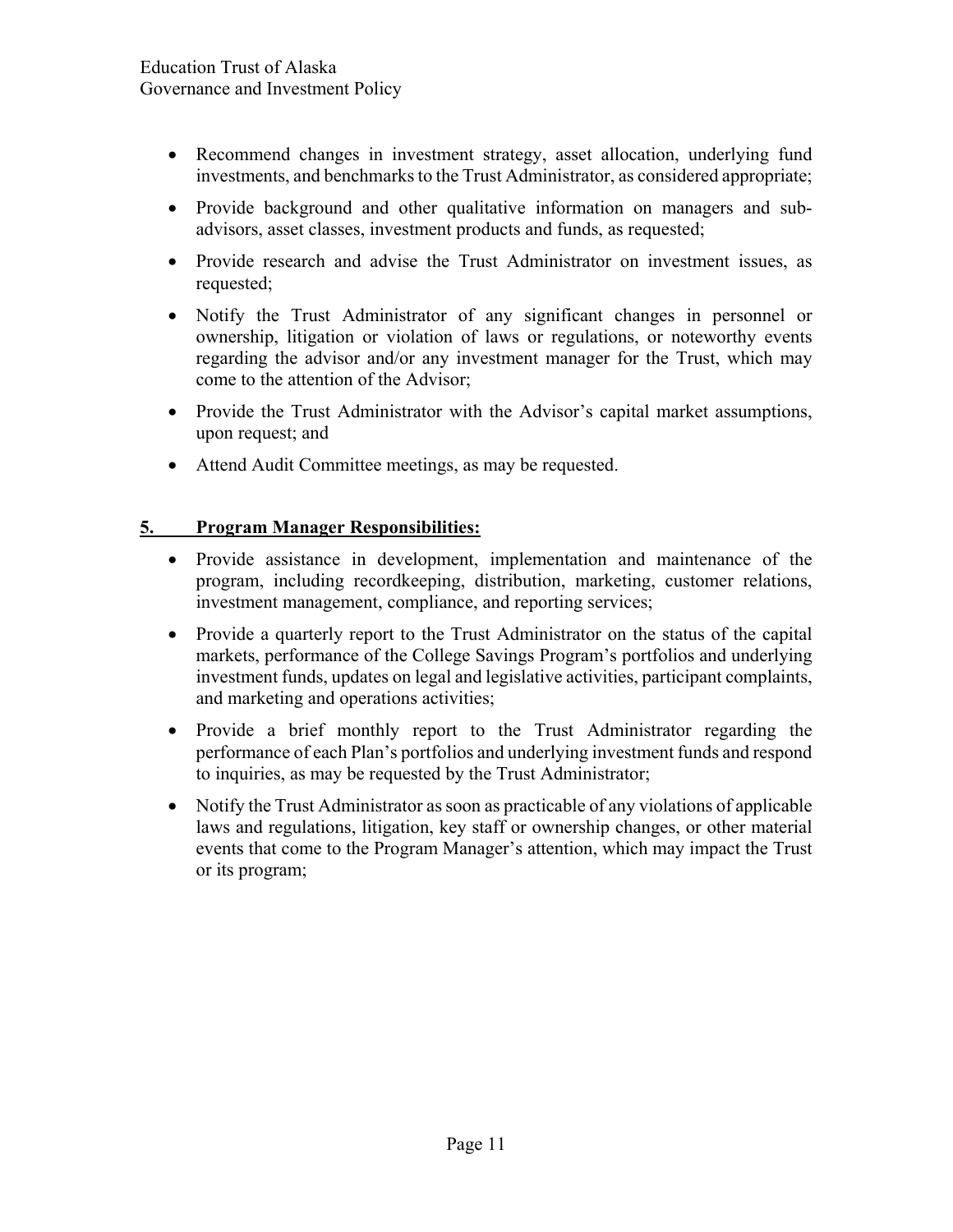- Recommend changes in investment strategy, asset allocation, underlying fund investments, and benchmarks to the Trust Administrator, as considered appropriate;
- Provide background and other qualitative information on managers and sub-advisors, asset classes, investment products and funds, as requested;
- Provide research and advise the Trust Administrator on investment issues, as requested;
- Notify the Trust Administrator of any significant changes in personnel or ownership, litigation or violation of laws or regulations, or noteworthy events regarding the advisor and/or any investment manager for the Trust, which may come to the attention of the Advisor;
- Provide the Trust Administrator with the Advisor's capital market assumptions, upon request; and
- Attend Audit Committee meetings, as may be requested.

## 5. <u>Program Manager Responsibilities:</u>

- Provide assistance in development, implementation and maintenance of the program, including recordkeeping, distribution, marketing, customer relations, investment management, compliance, and reporting services;
- Provide a quarterly report to the Trust Administrator on the status of the capital markets, performance of the College Savings Program's portfolios and underlying investment funds, updates on legal and legislative activities, participant complaints, and marketing and operations activities;
- Provide a brief monthly report to the Trust Administrator regarding the performance of each Plan's portfolios and underlying investment funds and respond to inquiries, as may be requested by the Trust Administrator;
- Notify the Trust Administrator as soon as practicable of any violations of applicable laws and regulations, litigation, key staff or ownership changes, or other material events that come to the Program Manager's attention, which may impact the Trust or its program;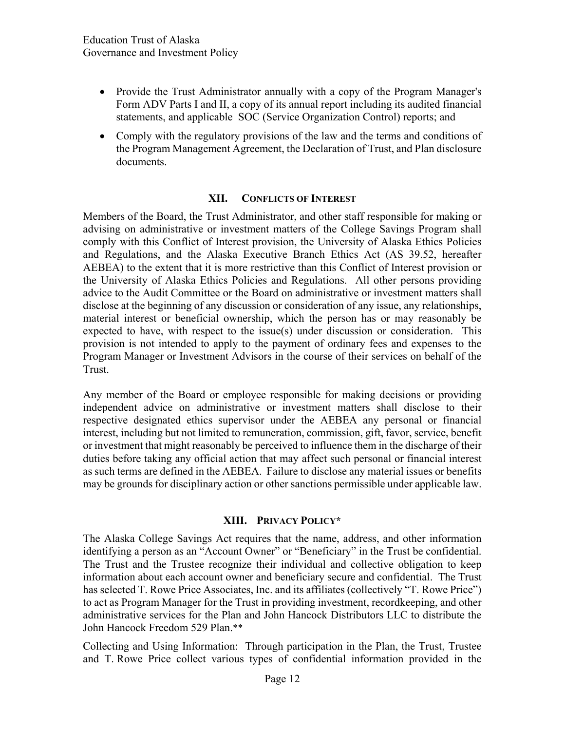- Provide the Trust Administrator annually with a copy of the Program Manager's Form ADV Parts I and II, a copy of its annual report including its audited financial statements, and applicable SOC (Service Organization Control) reports; and
- Comply with the regulatory provisions of the law and the terms and conditions of the Program Management Agreement, the Declaration of Trust, and Plan disclosure documents.

## XII. CONFLICTS OF INTEREST

Members of the Board, the Trust Administrator, and other staff responsible for making or advising on administrative or investment matters of the College Savings Program shall comply with this Conflict of Interest provision, the University of Alaska Ethics Policies and Regulations, and the Alaska Executive Branch Ethics Act (AS 39.52, hereafter AEBEA) to the extent that it is more restrictive than this Conflict of Interest provision or the University of Alaska Ethics Policies and Regulations. All other persons providing advice to the Audit Committee or the Board on administrative or investment matters shall disclose at the beginning of any discussion or consideration of any issue, any relationships, material interest or beneficial ownership, which the person has or may reasonably be expected to have, with respect to the issue(s) under discussion or consideration. This provision is not intended to apply to the payment of ordinary fees and expenses to the Program Manager or Investment Advisors in the course of their services on behalf of the Trust.

Any member of the Board or employee responsible for making decisions or providing independent advice on administrative or investment matters shall disclose to their respective designated ethics supervisor under the AEBEA any personal or financial interest, including but not limited to remuneration, commission, gift, favor, service, benefit or investment that might reasonably be perceived to influence them in the discharge of their duties before taking any official action that may affect such personal or financial interest as such terms are defined in the AEBEA. Failure to disclose any material issues or benefits may be grounds for disciplinary action or other sanctions permissible under applicable law.

## XIII. PRIVACY POLICY*

The Alaska College Savings Act requires that the name, address, and other information identifying a person as an "Account Owner" or "Beneficiary" in the Trust be confidential. The Trust and the Trustee recognize their individual and collective obligation to keep information about each account owner and beneficiary secure and confidential. The Trust has selected T. Rowe Price Associates, Inc. and its affiliates (collectively "T. Rowe Price") to act as Program Manager for the Trust in providing investment, recordkeeping, and other administrative services for the Plan and John Hancock Distributors LLC to distribute the John Hancock Freedom 529 Plan.**

Collecting and Using Information: Through participation in the Plan, the Trust, Trustee and T. Rowe Price collect various types of confidential information provided in the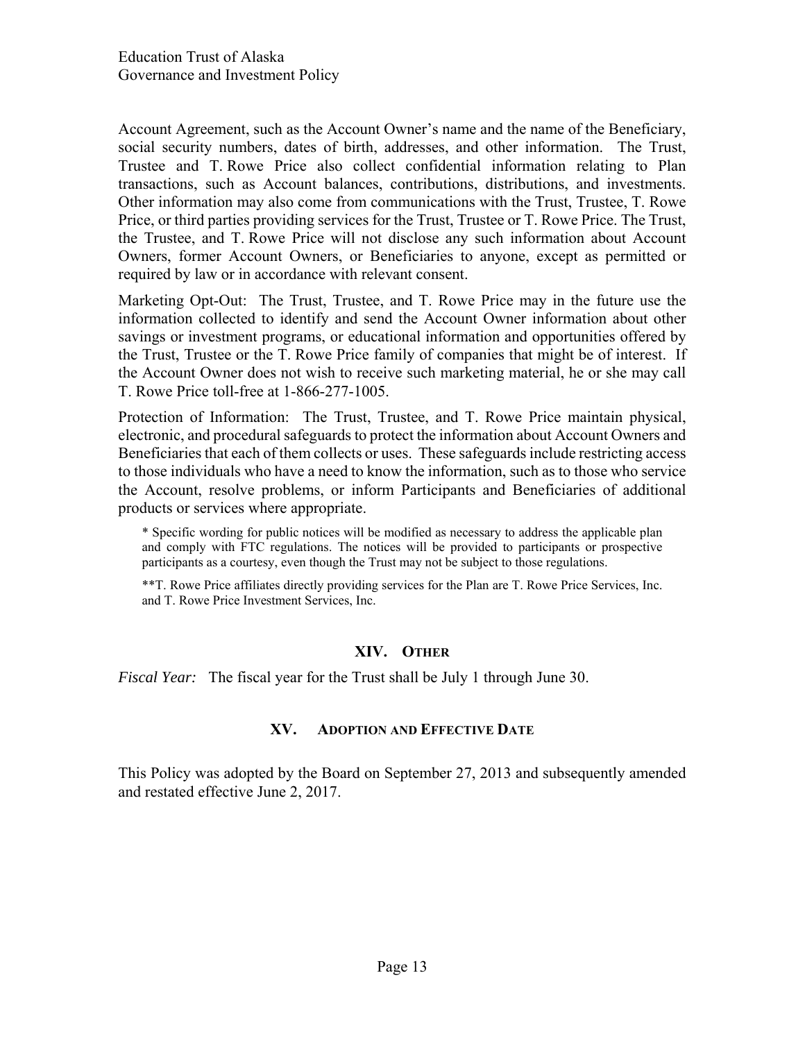Account Agreement, such as the Account Owner's name and the name of the Beneficiary, social security numbers, dates of birth, addresses, and other information. The Trust, Trustee and T. Rowe Price also collect confidential information relating to Plan transactions, such as Account balances, contributions, distributions, and investments. Other information may also come from communications with the Trust, Trustee, T. Rowe Price, or third parties providing services for the Trust, Trustee or T. Rowe Price. The Trust, the Trustee, and T. Rowe Price will not disclose any such information about Account Owners, former Account Owners, or Beneficiaries to anyone, except as permitted or required by law or in accordance with relevant consent.

Marketing Opt-Out: The Trust, Trustee, and T. Rowe Price may in the future use the information collected to identify and send the Account Owner information about other savings or investment programs, or educational information and opportunities offered by the Trust, Trustee or the T. Rowe Price family of companies that might be of interest. If the Account Owner does not wish to receive such marketing material, he or she may call T. Rowe Price toll-free at 1-866-277-1005.

Protection of Information: The Trust, Trustee, and T. Rowe Price maintain physical, electronic, and procedural safeguards to protect the information about Account Owners and Beneficiaries that each of them collects or uses. These safeguards include restricting access to those individuals who have a need to know the information, such as to those who service the Account, resolve problems, or inform Participants and Beneficiaries of additional products or services where appropriate.

> * Specific wording for public notices will be modified as necessary to address the applicable plan and comply with FTC regulations. The notices will be provided to participants or prospective participants as a courtesy, even though the Trust may not be subject to those regulations.
>
> **T. Rowe Price affiliates directly providing services for the Plan are T. Rowe Price Services, Inc. and T. Rowe Price Investment Services, Inc.

## XIV. Other

*Fiscal Year:* The fiscal year for the Trust shall be July 1 through June 30.

## XV. Adoption and Effective Date

This Policy was adopted by the Board on September 27, 2013 and subsequently amended and restated effective June 2, 2017.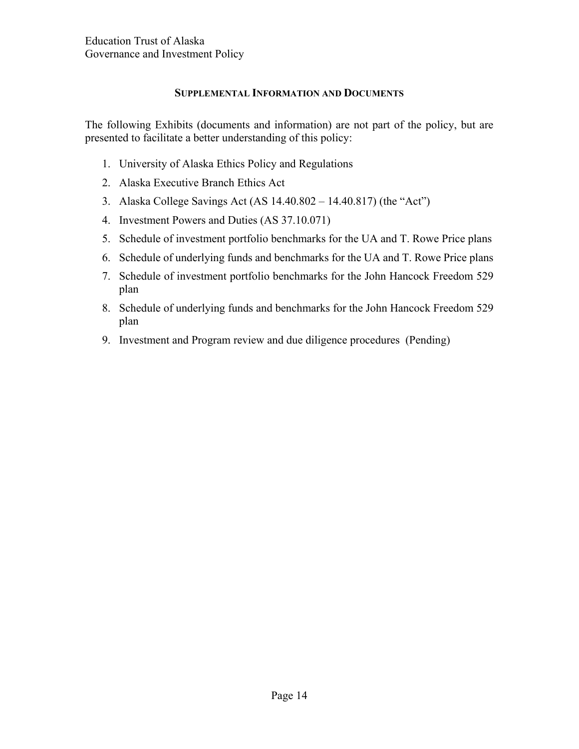## Supplemental Information and Documents

The following Exhibits (documents and information) are not part of the policy, but are presented to facilitate a better understanding of this policy:

1. University of Alaska Ethics Policy and Regulations
2. Alaska Executive Branch Ethics Act
3. Alaska College Savings Act (AS 14.40.802 – 14.40.817) (the "Act")
4. Investment Powers and Duties (AS 37.10.071)
5. Schedule of investment portfolio benchmarks for the UA and T. Rowe Price plans
6. Schedule of underlying funds and benchmarks for the UA and T. Rowe Price plans
7. Schedule of investment portfolio benchmarks for the John Hancock Freedom 529 plan
8. Schedule of underlying funds and benchmarks for the John Hancock Freedom 529 plan
9. Investment and Program review and due diligence procedures (Pending)